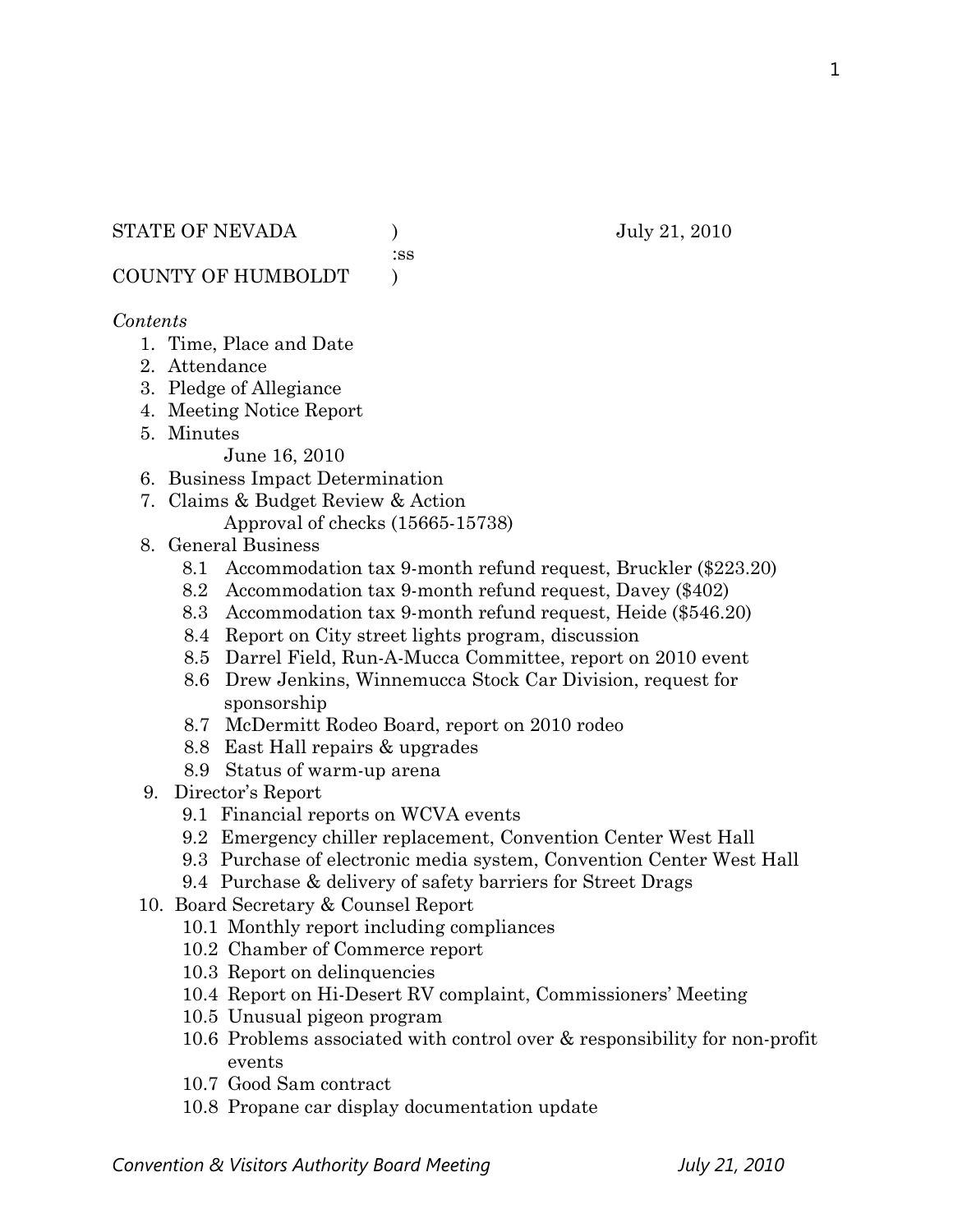STATE OF NEVADA ) July 21, 2010
:ss
COUNTY OF HUMBOLDT )

*Contents*

1. Time, Place and Date
2. Attendance
3. Pledge of Allegiance
4. Meeting Notice Report
5. Minutes
   June 16, 2010
6. Business Impact Determination
7. Claims & Budget Review & Action
   Approval of checks (15665-15738)
8. General Business
   - 8.1 Accommodation tax 9-month refund request, Bruckler ($223.20)
   - 8.2 Accommodation tax 9-month refund request, Davey ($402)
   - 8.3 Accommodation tax 9-month refund request, Heide ($546.20)
   - 8.4 Report on City street lights program, discussion
   - 8.5 Darrel Field, Run-A-Mucca Committee, report on 2010 event
   - 8.6 Drew Jenkins, Winnemucca Stock Car Division, request for sponsorship
   - 8.7 McDermitt Rodeo Board, report on 2010 rodeo
   - 8.8 East Hall repairs & upgrades
   - 8.9 Status of warm-up arena
9. Director's Report
   - 9.1 Financial reports on WCVA events
   - 9.2 Emergency chiller replacement, Convention Center West Hall
   - 9.3 Purchase of electronic media system, Convention Center West Hall
   - 9.4 Purchase & delivery of safety barriers for Street Drags
10. Board Secretary & Counsel Report
    - 10.1 Monthly report including compliances
    - 10.2 Chamber of Commerce report
    - 10.3 Report on delinquencies
    - 10.4 Report on Hi-Desert RV complaint, Commissioners' Meeting
    - 10.5 Unusual pigeon program
    - 10.6 Problems associated with control over & responsibility for non-profit events
    - 10.7 Good Sam contract
    - 10.8 Propane car display documentation update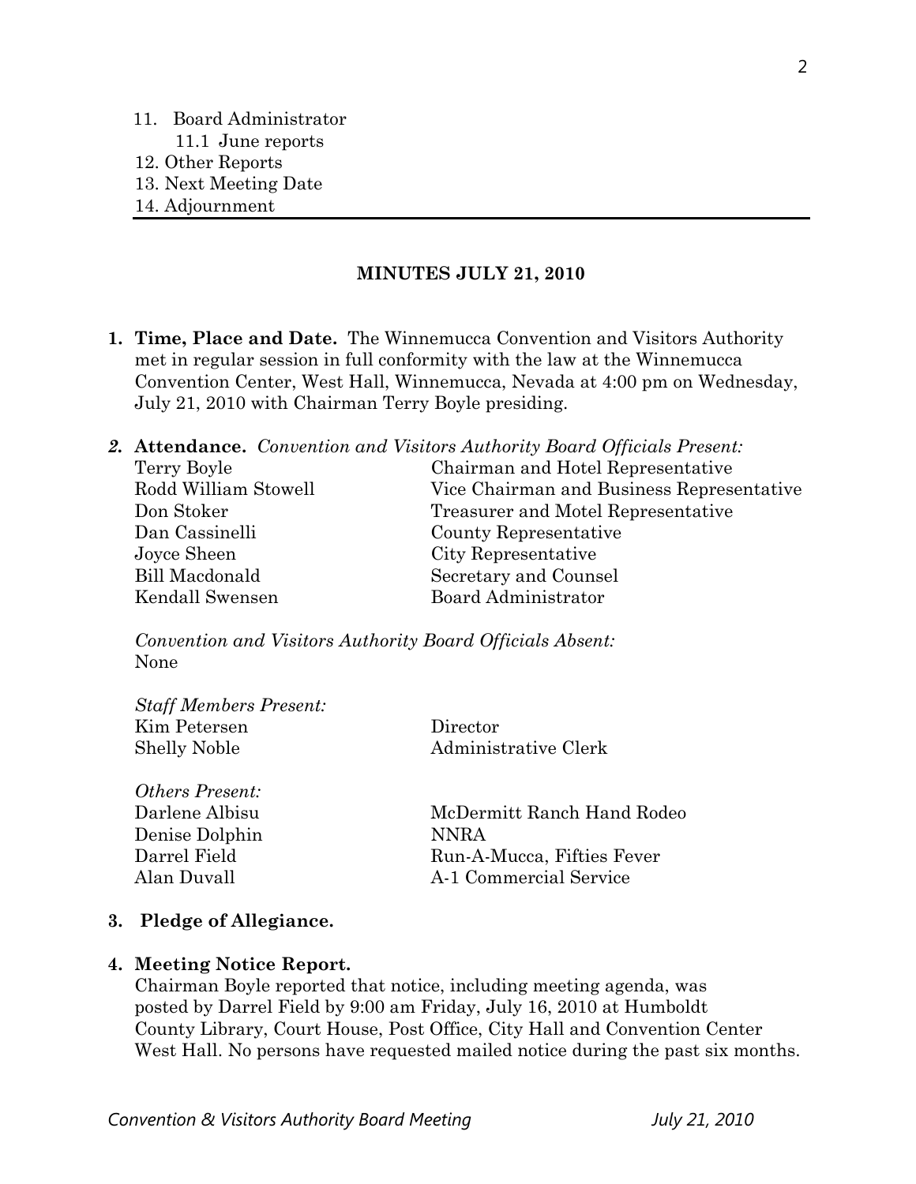11. Board Administrator
    11.1 June reports
12. Other Reports
13. Next Meeting Date
14. Adjournment

---

**MINUTES JULY 21, 2010**

1. **Time, Place and Date.** The Winnemucca Convention and Visitors Authority met in regular session in full conformity with the law at the Winnemucca Convention Center, West Hall, Winnemucca, Nevada at 4:00 pm on Wednesday, July 21, 2010 with Chairman Terry Boyle presiding.

2. **Attendance.** *Convention and Visitors Authority Board Officials Present:*

| | |
|---|---|
| Terry Boyle | Chairman and Hotel Representative |
| Rodd William Stowell | Vice Chairman and Business Representative |
| Don Stoker | Treasurer and Motel Representative |
| Dan Cassinelli | County Representative |
| Joyce Sheen | City Representative |
| Bill Macdonald | Secretary and Counsel |
| Kendall Swensen | Board Administrator |

*Convention and Visitors Authority Board Officials Absent:*
None

*Staff Members Present:*

| | |
|---|---|
| Kim Petersen | Director |
| Shelly Noble | Administrative Clerk |

*Others Present:*

| | |
|---|---|
| Darlene Albisu | McDermitt Ranch Hand Rodeo |
| Denise Dolphin | NNRA |
| Darrel Field | Run-A-Mucca, Fifties Fever |
| Alan Duvall | A-1 Commercial Service |

3. **Pledge of Allegiance.**

4. **Meeting Notice Report.**
   Chairman Boyle reported that notice, including meeting agenda, was posted by Darrel Field by 9:00 am Friday, July 16, 2010 at Humboldt County Library, Court House, Post Office, City Hall and Convention Center West Hall. No persons have requested mailed notice during the past six months.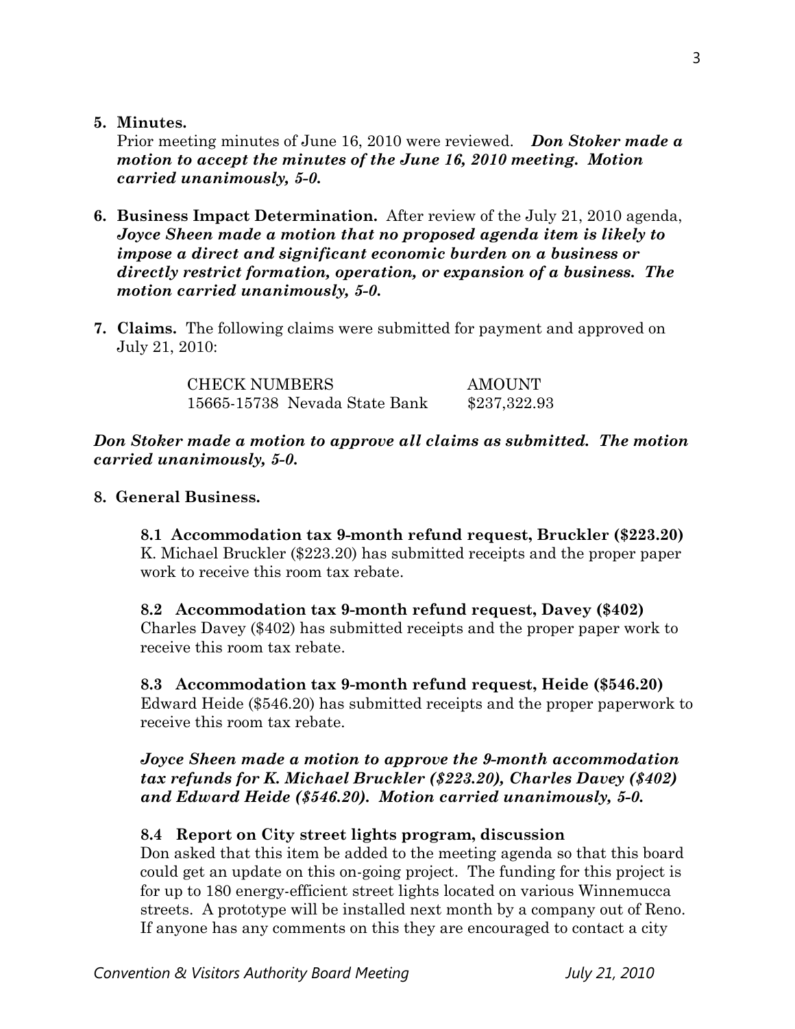**5. Minutes.**

Prior meeting minutes of June 16, 2010 were reviewed. ***Don Stoker made a motion to accept the minutes of the June 16, 2010 meeting. Motion carried unanimously, 5-0.***

**6. Business Impact Determination.** After review of the July 21, 2010 agenda, ***Joyce Sheen made a motion that no proposed agenda item is likely to impose a direct and significant economic burden on a business or directly restrict formation, operation, or expansion of a business. The motion carried unanimously, 5-0.***

**7. Claims.** The following claims were submitted for payment and approved on July 21, 2010:

| CHECK NUMBERS | AMOUNT |
|---|---|
| 15665-15738 Nevada State Bank | $237,322.93 |

***Don Stoker made a motion to approve all claims as submitted. The motion carried unanimously, 5-0.***

**8. General Business.**

**8.1 Accommodation tax 9-month refund request, Bruckler ($223.20)**
K. Michael Bruckler ($223.20) has submitted receipts and the proper paper work to receive this room tax rebate.

**8.2 Accommodation tax 9-month refund request, Davey ($402)**
Charles Davey ($402) has submitted receipts and the proper paper work to receive this room tax rebate.

**8.3 Accommodation tax 9-month refund request, Heide ($546.20)**
Edward Heide ($546.20) has submitted receipts and the proper paperwork to receive this room tax rebate.

***Joyce Sheen made a motion to approve the 9-month accommodation tax refunds for K. Michael Bruckler ($223.20), Charles Davey ($402) and Edward Heide ($546.20). Motion carried unanimously, 5-0.***

**8.4 Report on City street lights program, discussion**
Don asked that this item be added to the meeting agenda so that this board could get an update on this on-going project. The funding for this project is for up to 180 energy-efficient street lights located on various Winnemucca streets. A prototype will be installed next month by a company out of Reno. If anyone has any comments on this they are encouraged to contact a city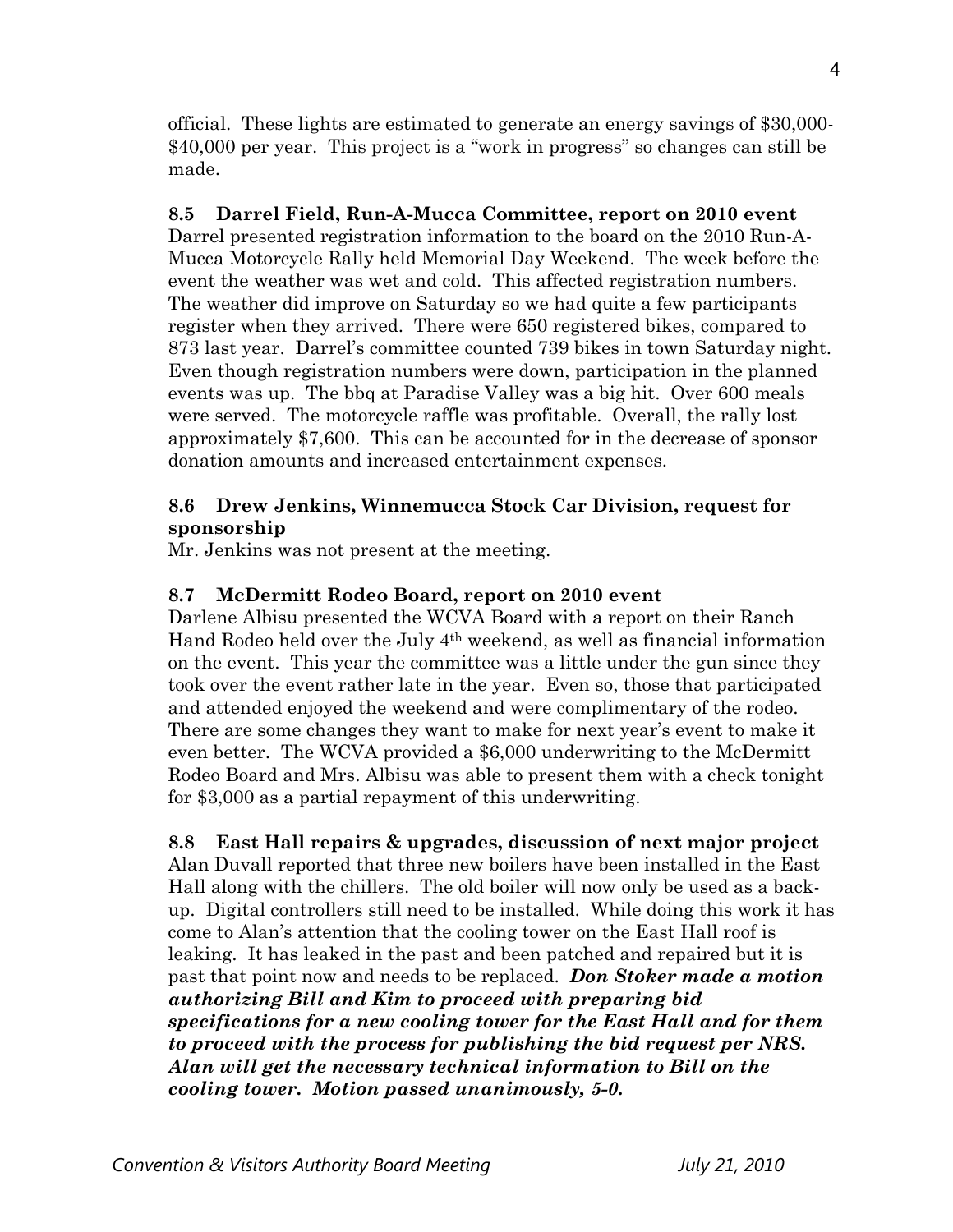official. These lights are estimated to generate an energy savings of $30,000-$40,000 per year. This project is a "work in progress" so changes can still be made.

**8.5 Darrel Field, Run-A-Mucca Committee, report on 2010 event**

Darrel presented registration information to the board on the 2010 Run-A-Mucca Motorcycle Rally held Memorial Day Weekend. The week before the event the weather was wet and cold. This affected registration numbers. The weather did improve on Saturday so we had quite a few participants register when they arrived. There were 650 registered bikes, compared to 873 last year. Darrel's committee counted 739 bikes in town Saturday night. Even though registration numbers were down, participation in the planned events was up. The bbq at Paradise Valley was a big hit. Over 600 meals were served. The motorcycle raffle was profitable. Overall, the rally lost approximately $7,600. This can be accounted for in the decrease of sponsor donation amounts and increased entertainment expenses.

**8.6 Drew Jenkins, Winnemucca Stock Car Division, request for sponsorship**

Mr. Jenkins was not present at the meeting.

**8.7 McDermitt Rodeo Board, report on 2010 event**

Darlene Albisu presented the WCVA Board with a report on their Ranch Hand Rodeo held over the July 4th weekend, as well as financial information on the event. This year the committee was a little under the gun since they took over the event rather late in the year. Even so, those that participated and attended enjoyed the weekend and were complimentary of the rodeo. There are some changes they want to make for next year's event to make it even better. The WCVA provided a $6,000 underwriting to the McDermitt Rodeo Board and Mrs. Albisu was able to present them with a check tonight for $3,000 as a partial repayment of this underwriting.

**8.8 East Hall repairs & upgrades, discussion of next major project**

Alan Duvall reported that three new boilers have been installed in the East Hall along with the chillers. The old boiler will now only be used as a back-up. Digital controllers still need to be installed. While doing this work it has come to Alan's attention that the cooling tower on the East Hall roof is leaking. It has leaked in the past and been patched and repaired but it is past that point now and needs to be replaced. ***Don Stoker made a motion authorizing Bill and Kim to proceed with preparing bid specifications for a new cooling tower for the East Hall and for them to proceed with the process for publishing the bid request per NRS. Alan will get the necessary technical information to Bill on the cooling tower. Motion passed unanimously, 5-0.***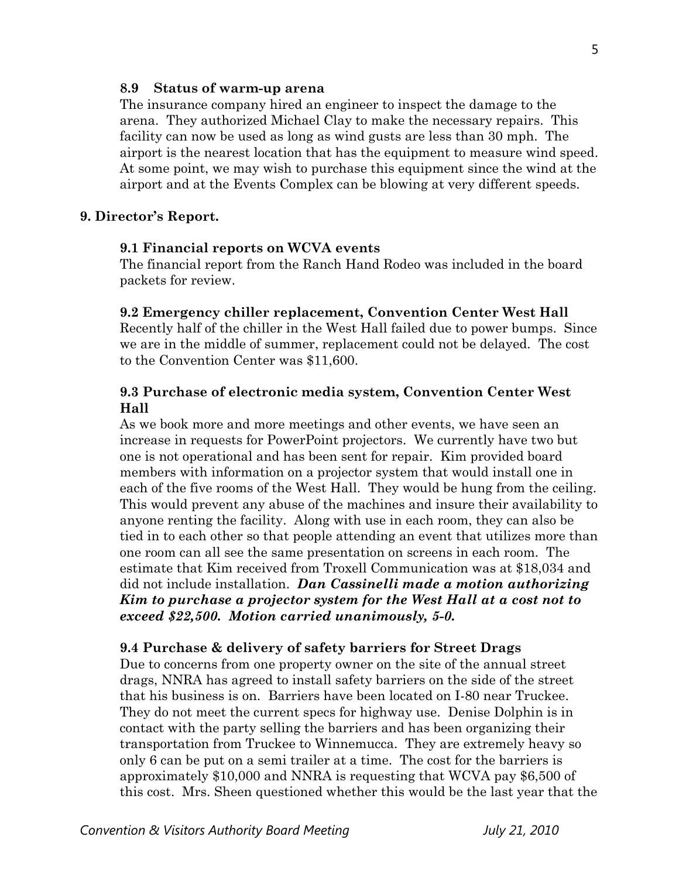**8.9 Status of warm-up arena**

The insurance company hired an engineer to inspect the damage to the arena. They authorized Michael Clay to make the necessary repairs. This facility can now be used as long as wind gusts are less than 30 mph. The airport is the nearest location that has the equipment to measure wind speed. At some point, we may wish to purchase this equipment since the wind at the airport and at the Events Complex can be blowing at very different speeds.

## 9. Director's Report.

### 9.1 Financial reports on WCVA events

The financial report from the Ranch Hand Rodeo was included in the board packets for review.

### 9.2 Emergency chiller replacement, Convention Center West Hall

Recently half of the chiller in the West Hall failed due to power bumps. Since we are in the middle of summer, replacement could not be delayed. The cost to the Convention Center was $11,600.

### 9.3 Purchase of electronic media system, Convention Center West Hall

As we book more and more meetings and other events, we have seen an increase in requests for PowerPoint projectors. We currently have two but one is not operational and has been sent for repair. Kim provided board members with information on a projector system that would install one in each of the five rooms of the West Hall. They would be hung from the ceiling. This would prevent any abuse of the machines and insure their availability to anyone renting the facility. Along with use in each room, they can also be tied in to each other so that people attending an event that utilizes more than one room can all see the same presentation on screens in each room. The estimate that Kim received from Troxell Communication was at $18,034 and did not include installation. ***Dan Cassinelli made a motion authorizing Kim to purchase a projector system for the West Hall at a cost not to exceed $22,500. Motion carried unanimously, 5-0.***

### 9.4 Purchase & delivery of safety barriers for Street Drags

Due to concerns from one property owner on the site of the annual street drags, NNRA has agreed to install safety barriers on the side of the street that his business is on. Barriers have been located on I-80 near Truckee. They do not meet the current specs for highway use. Denise Dolphin is in contact with the party selling the barriers and has been organizing their transportation from Truckee to Winnemucca. They are extremely heavy so only 6 can be put on a semi trailer at a time. The cost for the barriers is approximately $10,000 and NNRA is requesting that WCVA pay $6,500 of this cost. Mrs. Sheen questioned whether this would be the last year that the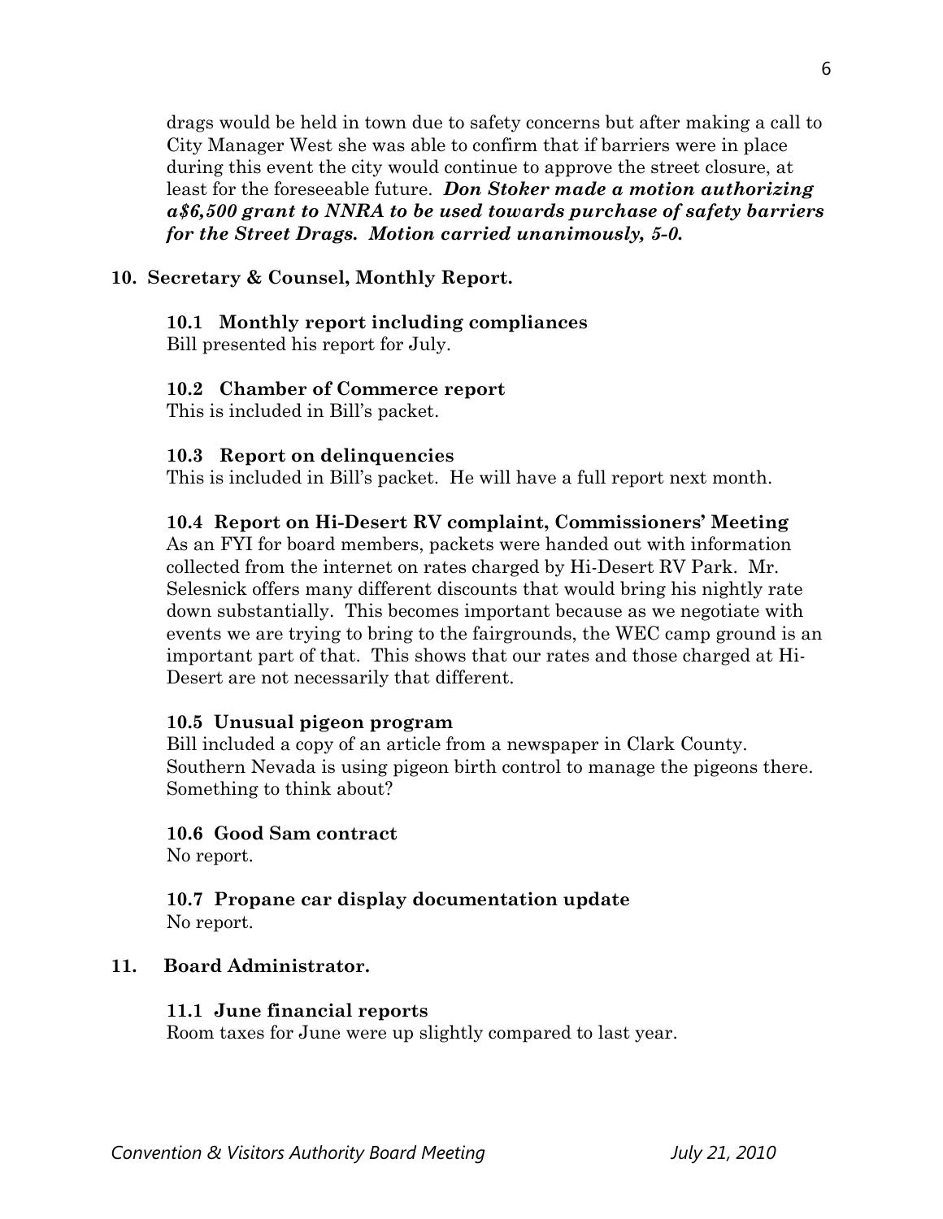drags would be held in town due to safety concerns but after making a call to City Manager West she was able to confirm that if barriers were in place during this event the city would continue to approve the street closure, at least for the foreseeable future. ***Don Stoker made a motion authorizing a$6,500 grant to NNRA to be used towards purchase of safety barriers for the Street Drags. Motion carried unanimously, 5-0.***

**10. Secretary & Counsel, Monthly Report.**

**10.1 Monthly report including compliances**
Bill presented his report for July.

**10.2 Chamber of Commerce report**
This is included in Bill's packet.

**10.3 Report on delinquencies**
This is included in Bill's packet. He will have a full report next month.

**10.4 Report on Hi-Desert RV complaint, Commissioners' Meeting**
As an FYI for board members, packets were handed out with information collected from the internet on rates charged by Hi-Desert RV Park. Mr. Selesnick offers many different discounts that would bring his nightly rate down substantially. This becomes important because as we negotiate with events we are trying to bring to the fairgrounds, the WEC camp ground is an important part of that. This shows that our rates and those charged at Hi-Desert are not necessarily that different.

**10.5 Unusual pigeon program**
Bill included a copy of an article from a newspaper in Clark County. Southern Nevada is using pigeon birth control to manage the pigeons there. Something to think about?

**10.6 Good Sam contract**
No report.

**10.7 Propane car display documentation update**
No report.

**11. Board Administrator.**

**11.1 June financial reports**
Room taxes for June were up slightly compared to last year.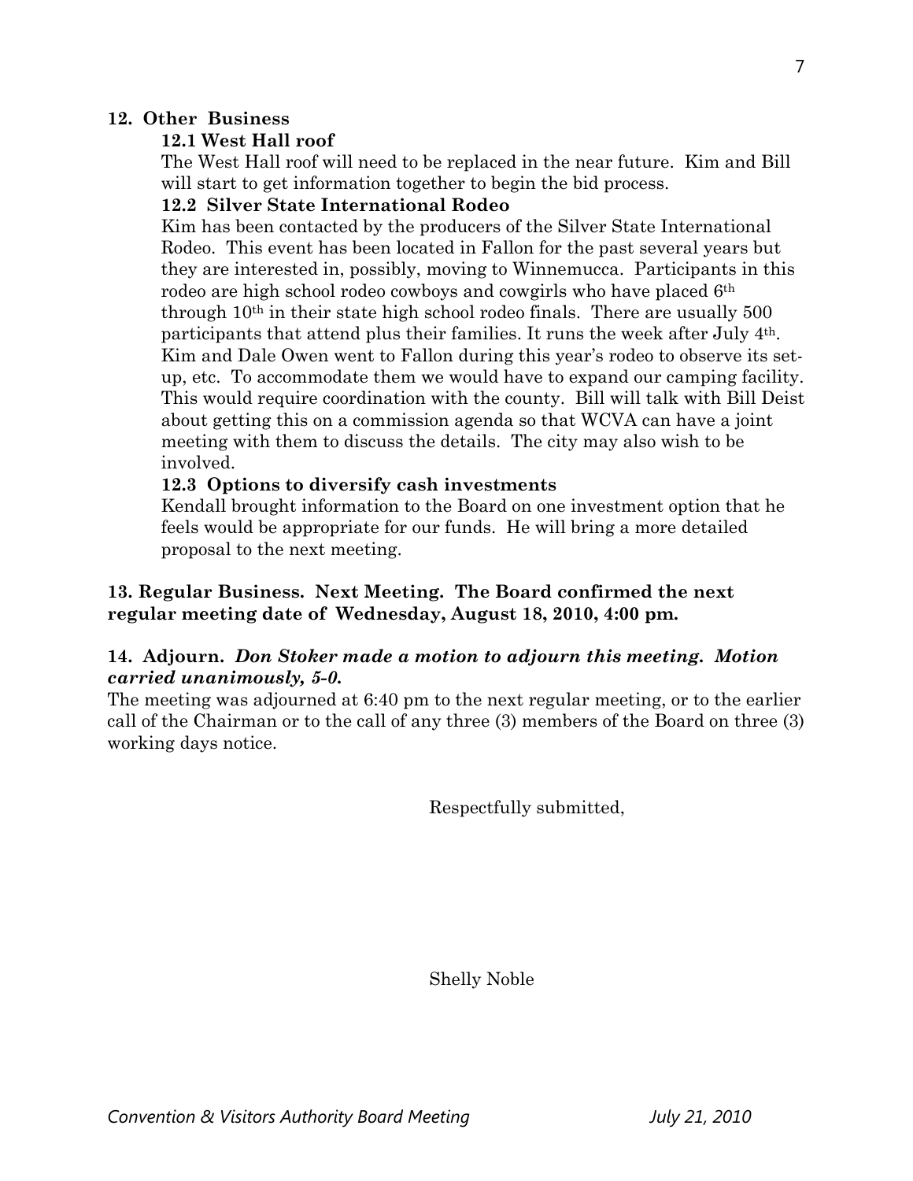## 12. Other Business

### 12.1 West Hall roof

The West Hall roof will need to be replaced in the near future. Kim and Bill will start to get information together to begin the bid process.

### 12.2 Silver State International Rodeo

Kim has been contacted by the producers of the Silver State International Rodeo. This event has been located in Fallon for the past several years but they are interested in, possibly, moving to Winnemucca. Participants in this rodeo are high school rodeo cowboys and cowgirls who have placed 6th through 10th in their state high school rodeo finals. There are usually 500 participants that attend plus their families. It runs the week after July 4th. Kim and Dale Owen went to Fallon during this year's rodeo to observe its set-up, etc. To accommodate them we would have to expand our camping facility. This would require coordination with the county. Bill will talk with Bill Deist about getting this on a commission agenda so that WCVA can have a joint meeting with them to discuss the details. The city may also wish to be involved.

### 12.3 Options to diversify cash investments

Kendall brought information to the Board on one investment option that he feels would be appropriate for our funds. He will bring a more detailed proposal to the next meeting.

**13. Regular Business. Next Meeting. The Board confirmed the next regular meeting date of Wednesday, August 18, 2010, 4:00 pm.**

**14. Adjourn.** ***Don Stoker made a motion to adjourn this meeting. Motion carried unanimously, 5-0.***

The meeting was adjourned at 6:40 pm to the next regular meeting, or to the earlier call of the Chairman or to the call of any three (3) members of the Board on three (3) working days notice.

Respectfully submitted,

Shelly Noble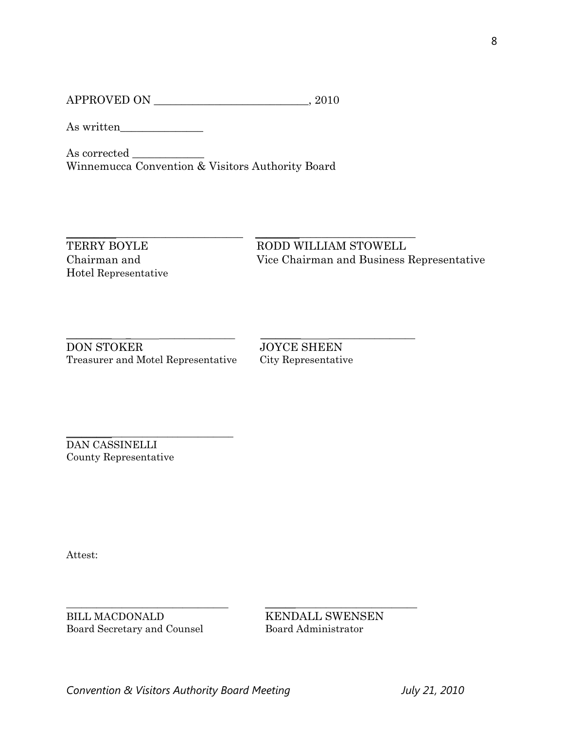APPROVED ON ____________________________, 2010

As written_______________

As corrected _____________
Winnemucca Convention & Visitors Authority Board

_________________________________ ______________________________
TERRY BOYLE
Chairman and
Hotel Representative

RODD WILLIAM STOWELL
Vice Chairman and Business Representative

_________________________________ ______________________________
DON STOKER
Treasurer and Motel Representative

JOYCE SHEEN
City Representative

_________________________________
DAN CASSINELLI
County Representative

Attest:

_________________________________ ______________________________
BILL MACDONALD
Board Secretary and Counsel

KENDALL SWENSEN
Board Administrator